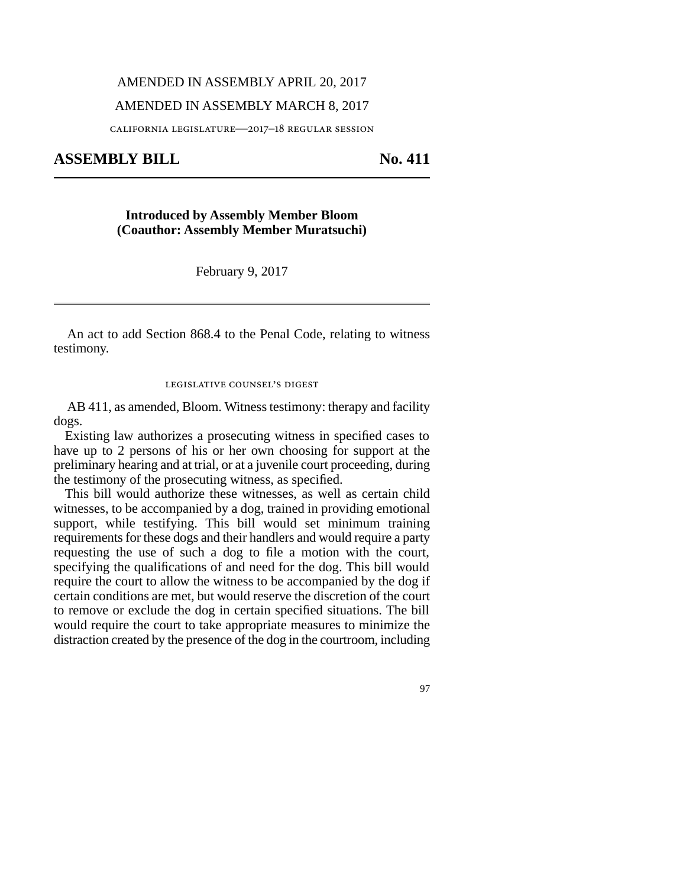AMENDED IN ASSEMBLY APRIL 20, 2017

AMENDED IN ASSEMBLY MARCH 8, 2017

CALIFORNIA LEGISLATURE—2017–18 REGULAR SESSION

# ASSEMBLY BILL No. 411

**Introduced by Assembly Member Bloom**
**(Coauthor: Assembly Member Muratsuchi)**

February 9, 2017

An act to add Section 868.4 to the Penal Code, relating to witness testimony.

## LEGISLATIVE COUNSEL'S DIGEST

AB 411, as amended, Bloom. Witness testimony: therapy and facility dogs.

Existing law authorizes a prosecuting witness in specified cases to have up to 2 persons of his or her own choosing for support at the preliminary hearing and at trial, or at a juvenile court proceeding, during the testimony of the prosecuting witness, as specified.

This bill would authorize these witnesses, as well as certain child witnesses, to be accompanied by a dog, trained in providing emotional support, while testifying. This bill would set minimum training requirements for these dogs and their handlers and would require a party requesting the use of such a dog to file a motion with the court, specifying the qualifications of and need for the dog. This bill would require the court to allow the witness to be accompanied by the dog if certain conditions are met, but would reserve the discretion of the court to remove or exclude the dog in certain specified situations. The bill would require the court to take appropriate measures to minimize the distraction created by the presence of the dog in the courtroom, including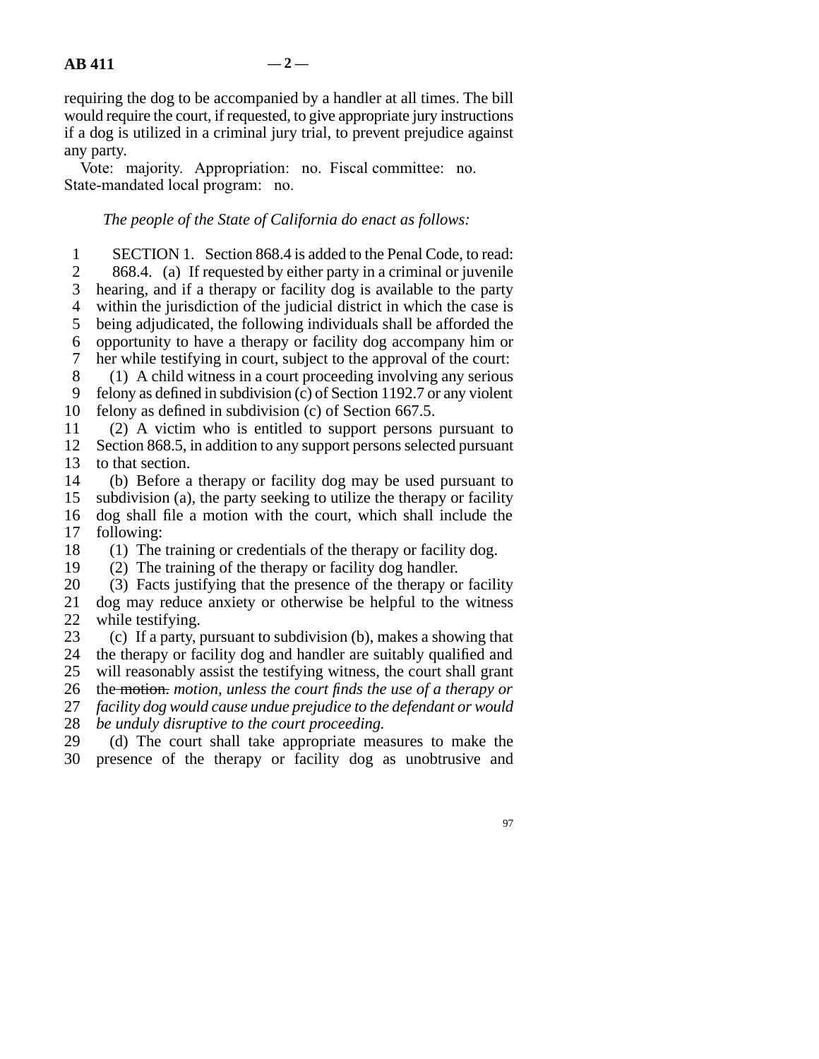requiring the dog to be accompanied by a handler at all times. The bill would require the court, if requested, to give appropriate jury instructions if a dog is utilized in a criminal jury trial, to prevent prejudice against any party.

Vote: majority. Appropriation: no. Fiscal committee: no. State-mandated local program: no.

*The people of the State of California do enact as follows:*

SECTION 1. Section 868.4 is added to the Penal Code, to read:

868.4. (a) If requested by either party in a criminal or juvenile hearing, and if a therapy or facility dog is available to the party within the jurisdiction of the judicial district in which the case is being adjudicated, the following individuals shall be afforded the opportunity to have a therapy or facility dog accompany him or her while testifying in court, subject to the approval of the court:

(1) A child witness in a court proceeding involving any serious felony as defined in subdivision (c) of Section 1192.7 or any violent felony as defined in subdivision (c) of Section 667.5.

(2) A victim who is entitled to support persons pursuant to Section 868.5, in addition to any support persons selected pursuant to that section.

(b) Before a therapy or facility dog may be used pursuant to subdivision (a), the party seeking to utilize the therapy or facility dog shall file a motion with the court, which shall include the following:

(1) The training or credentials of the therapy or facility dog.

(2) The training of the therapy or facility dog handler.

(3) Facts justifying that the presence of the therapy or facility dog may reduce anxiety or otherwise be helpful to the witness while testifying.

(c) If a party, pursuant to subdivision (b), makes a showing that the therapy or facility dog and handler are suitably qualified and will reasonably assist the testifying witness, the court shall grant the ~~motion.~~ *motion, unless the court finds the use of a therapy or facility dog would cause undue prejudice to the defendant or would be unduly disruptive to the court proceeding.*

(d) The court shall take appropriate measures to make the presence of the therapy or facility dog as unobtrusive and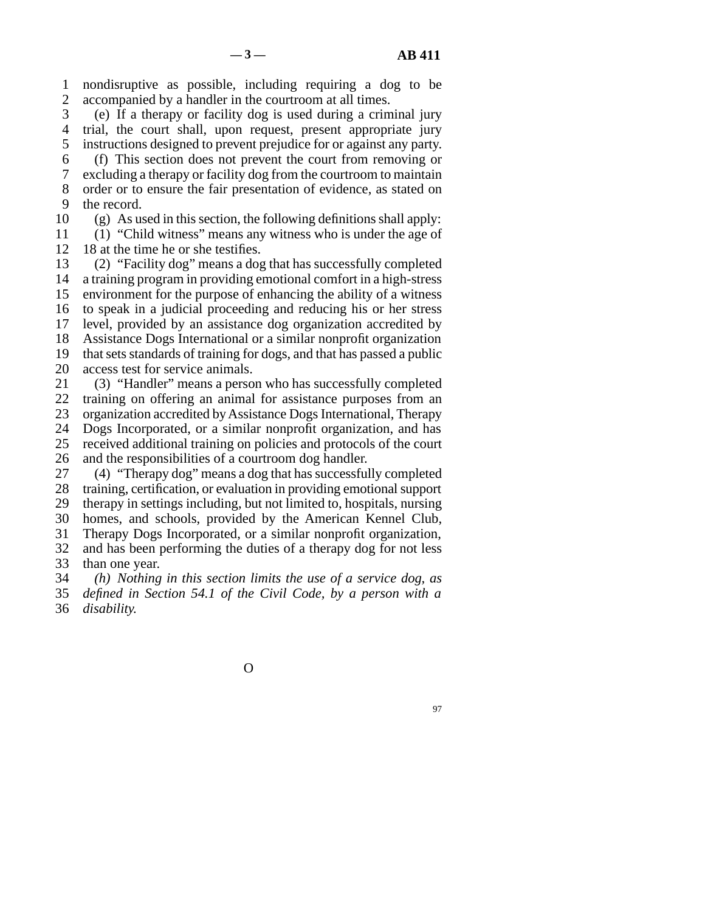nondisruptive as possible, including requiring a dog to be accompanied by a handler in the courtroom at all times.

(e) If a therapy or facility dog is used during a criminal jury trial, the court shall, upon request, present appropriate jury instructions designed to prevent prejudice for or against any party.

(f) This section does not prevent the court from removing or excluding a therapy or facility dog from the courtroom to maintain order or to ensure the fair presentation of evidence, as stated on the record.

(g) As used in this section, the following definitions shall apply:

(1) "Child witness" means any witness who is under the age of 18 at the time he or she testifies.

(2) "Facility dog" means a dog that has successfully completed a training program in providing emotional comfort in a high-stress environment for the purpose of enhancing the ability of a witness to speak in a judicial proceeding and reducing his or her stress level, provided by an assistance dog organization accredited by Assistance Dogs International or a similar nonprofit organization that sets standards of training for dogs, and that has passed a public access test for service animals.

(3) "Handler" means a person who has successfully completed training on offering an animal for assistance purposes from an organization accredited by Assistance Dogs International, Therapy Dogs Incorporated, or a similar nonprofit organization, and has received additional training on policies and protocols of the court and the responsibilities of a courtroom dog handler.

(4) "Therapy dog" means a dog that has successfully completed training, certification, or evaluation in providing emotional support therapy in settings including, but not limited to, hospitals, nursing homes, and schools, provided by the American Kennel Club, Therapy Dogs Incorporated, or a similar nonprofit organization, and has been performing the duties of a therapy dog for not less than one year.

*(h) Nothing in this section limits the use of a service dog, as defined in Section 54.1 of the Civil Code, by a person with a disability.*